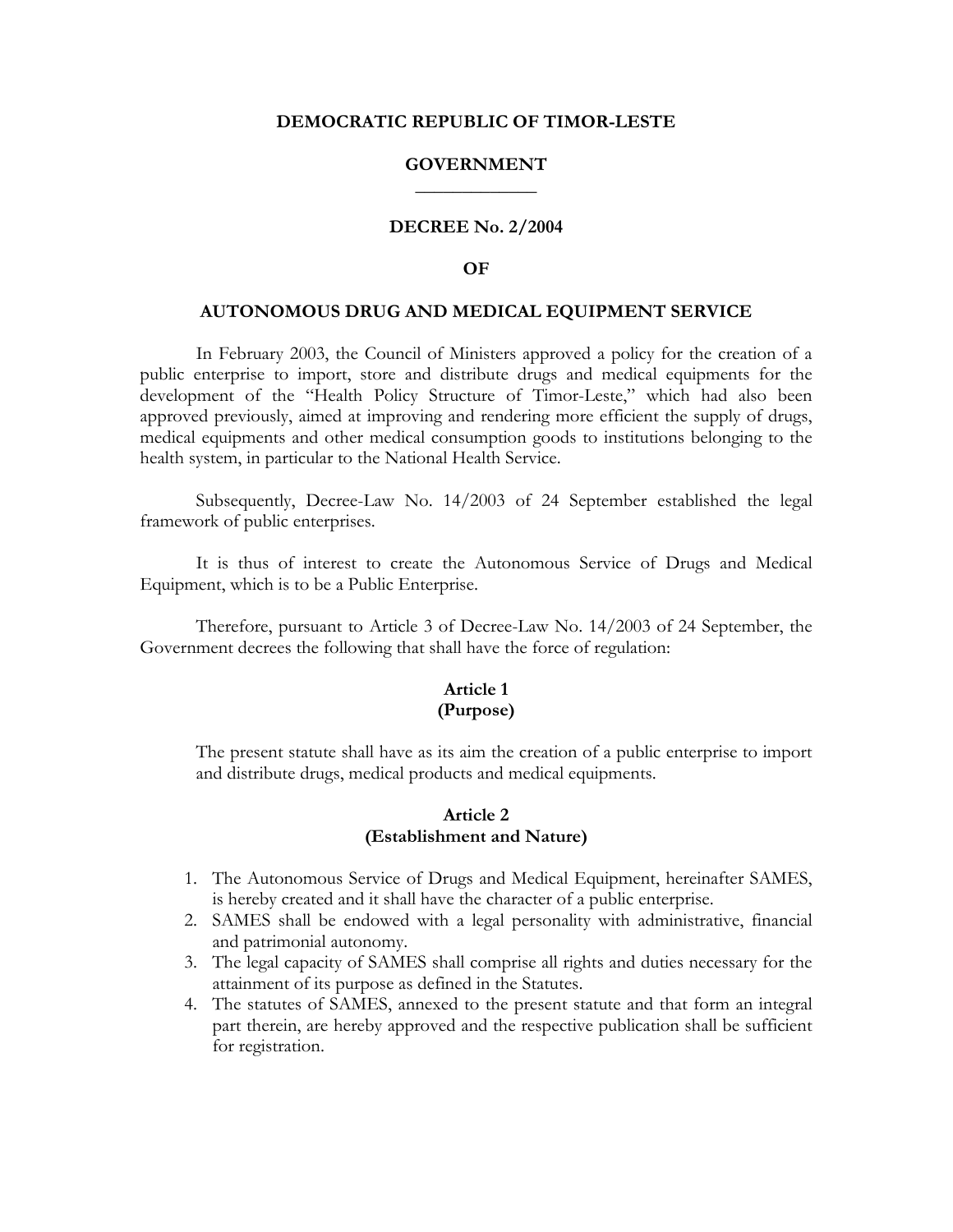**DEMOCRATIC REPUBLIC OF TIMOR-LESTE**

**GOVERNMENT**

---

# DECREE No. 2/2004

**OF**

## AUTONOMOUS DRUG AND MEDICAL EQUIPMENT SERVICE

In February 2003, the Council of Ministers approved a policy for the creation of a public enterprise to import, store and distribute drugs and medical equipments for the development of the "Health Policy Structure of Timor-Leste," which had also been approved previously, aimed at improving and rendering more efficient the supply of drugs, medical equipments and other medical consumption goods to institutions belonging to the health system, in particular to the National Health Service.

Subsequently, Decree-Law No. 14/2003 of 24 September established the legal framework of public enterprises.

It is thus of interest to create the Autonomous Service of Drugs and Medical Equipment, which is to be a Public Enterprise.

Therefore, pursuant to Article 3 of Decree-Law No. 14/2003 of 24 September, the Government decrees the following that shall have the force of regulation:

### Article 1
### (Purpose)

The present statute shall have as its aim the creation of a public enterprise to import and distribute drugs, medical products and medical equipments.

### Article 2
### (Establishment and Nature)

1. The Autonomous Service of Drugs and Medical Equipment, hereinafter SAMES, is hereby created and it shall have the character of a public enterprise.
2. SAMES shall be endowed with a legal personality with administrative, financial and patrimonial autonomy.
3. The legal capacity of SAMES shall comprise all rights and duties necessary for the attainment of its purpose as defined in the Statutes.
4. The statutes of SAMES, annexed to the present statute and that form an integral part therein, are hereby approved and the respective publication shall be sufficient for registration.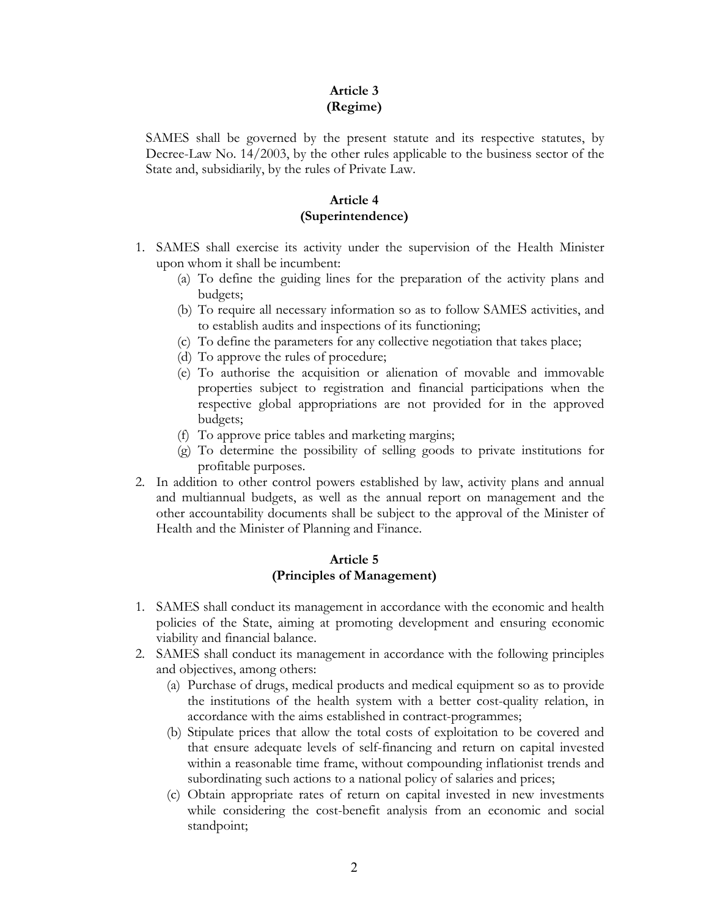## Article 3
## (Regime)

SAMES shall be governed by the present statute and its respective statutes, by Decree-Law No. 14/2003, by the other rules applicable to the business sector of the State and, subsidiarily, by the rules of Private Law.

## Article 4
## (Superintendence)

1. SAMES shall exercise its activity under the supervision of the Health Minister upon whom it shall be incumbent:
   (a) To define the guiding lines for the preparation of the activity plans and budgets;
   (b) To require all necessary information so as to follow SAMES activities, and to establish audits and inspections of its functioning;
   (c) To define the parameters for any collective negotiation that takes place;
   (d) To approve the rules of procedure;
   (e) To authorise the acquisition or alienation of movable and immovable properties subject to registration and financial participations when the respective global appropriations are not provided for in the approved budgets;
   (f) To approve price tables and marketing margins;
   (g) To determine the possibility of selling goods to private institutions for profitable purposes.
2. In addition to other control powers established by law, activity plans and annual and multiannual budgets, as well as the annual report on management and the other accountability documents shall be subject to the approval of the Minister of Health and the Minister of Planning and Finance.

## Article 5
## (Principles of Management)

1. SAMES shall conduct its management in accordance with the economic and health policies of the State, aiming at promoting development and ensuring economic viability and financial balance.
2. SAMES shall conduct its management in accordance with the following principles and objectives, among others:
   (a) Purchase of drugs, medical products and medical equipment so as to provide the institutions of the health system with a better cost-quality relation, in accordance with the aims established in contract-programmes;
   (b) Stipulate prices that allow the total costs of exploitation to be covered and that ensure adequate levels of self-financing and return on capital invested within a reasonable time frame, without compounding inflationist trends and subordinating such actions to a national policy of salaries and prices;
   (c) Obtain appropriate rates of return on capital invested in new investments while considering the cost-benefit analysis from an economic and social standpoint;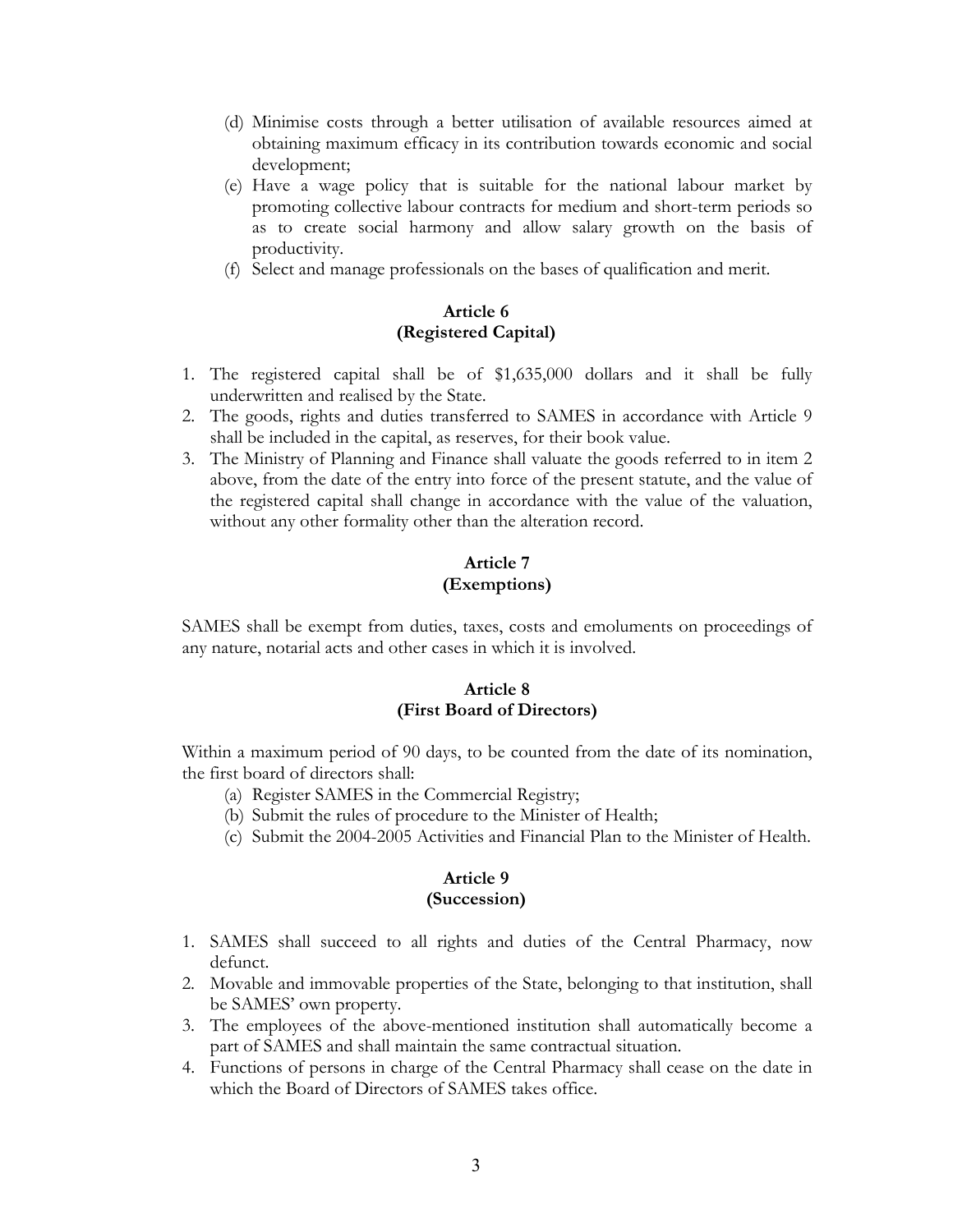(d) Minimise costs through a better utilisation of available resources aimed at obtaining maximum efficacy in its contribution towards economic and social development;
(e) Have a wage policy that is suitable for the national labour market by promoting collective labour contracts for medium and short-term periods so as to create social harmony and allow salary growth on the basis of productivity.
(f) Select and manage professionals on the bases of qualification and merit.

**Article 6**
**(Registered Capital)**

1. The registered capital shall be of $1,635,000 dollars and it shall be fully underwritten and realised by the State.
2. The goods, rights and duties transferred to SAMES in accordance with Article 9 shall be included in the capital, as reserves, for their book value.
3. The Ministry of Planning and Finance shall valuate the goods referred to in item 2 above, from the date of the entry into force of the present statute, and the value of the registered capital shall change in accordance with the value of the valuation, without any other formality other than the alteration record.

**Article 7**
**(Exemptions)**

SAMES shall be exempt from duties, taxes, costs and emoluments on proceedings of any nature, notarial acts and other cases in which it is involved.

**Article 8**
**(First Board of Directors)**

Within a maximum period of 90 days, to be counted from the date of its nomination, the first board of directors shall:

(a) Register SAMES in the Commercial Registry;
(b) Submit the rules of procedure to the Minister of Health;
(c) Submit the 2004-2005 Activities and Financial Plan to the Minister of Health.

**Article 9**
**(Succession)**

1. SAMES shall succeed to all rights and duties of the Central Pharmacy, now defunct.
2. Movable and immovable properties of the State, belonging to that institution, shall be SAMES' own property.
3. The employees of the above-mentioned institution shall automatically become a part of SAMES and shall maintain the same contractual situation.
4. Functions of persons in charge of the Central Pharmacy shall cease on the date in which the Board of Directors of SAMES takes office.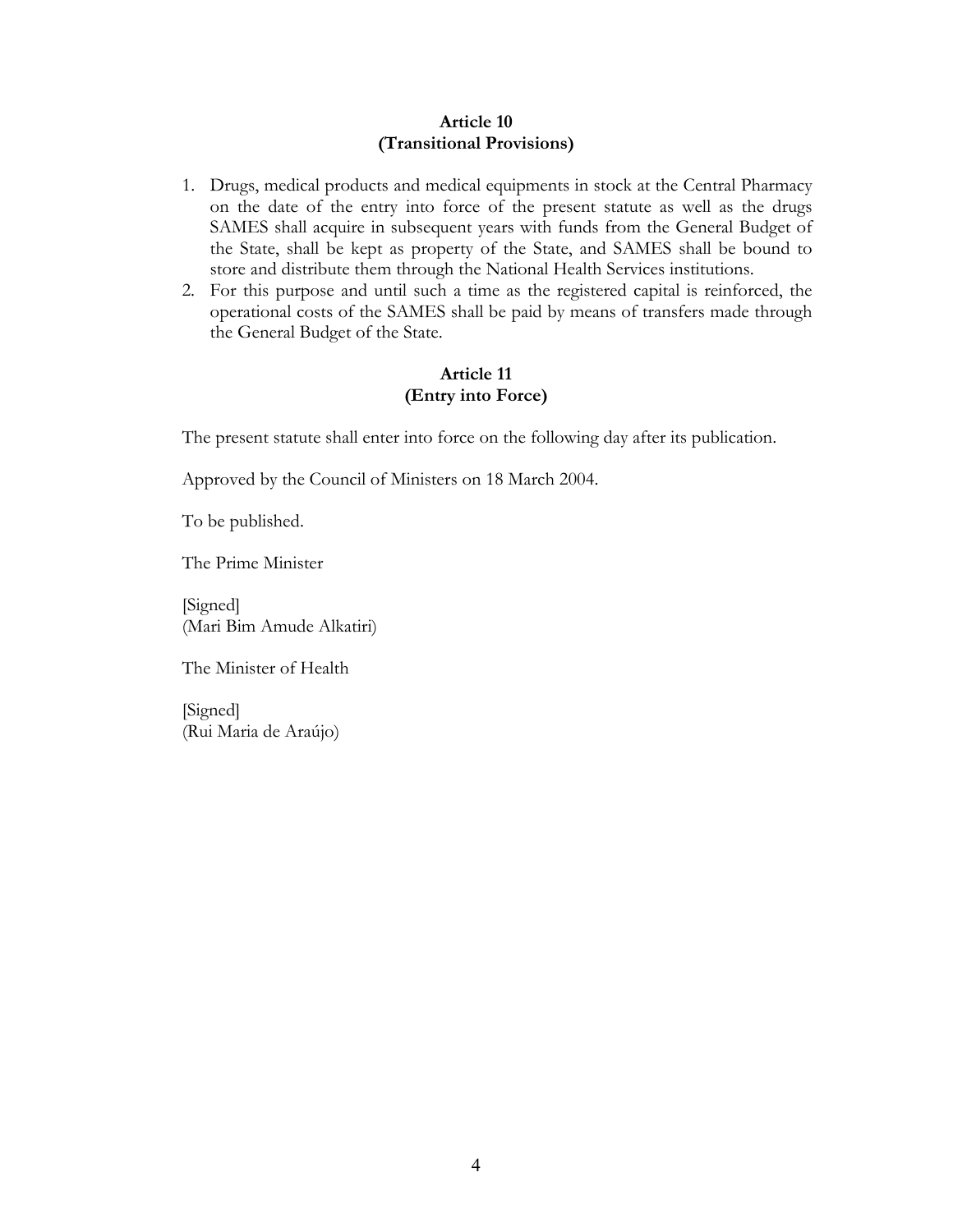**Article 10**
**(Transitional Provisions)**

1. Drugs, medical products and medical equipments in stock at the Central Pharmacy on the date of the entry into force of the present statute as well as the drugs SAMES shall acquire in subsequent years with funds from the General Budget of the State, shall be kept as property of the State, and SAMES shall be bound to store and distribute them through the National Health Services institutions.
2. For this purpose and until such a time as the registered capital is reinforced, the operational costs of the SAMES shall be paid by means of transfers made through the General Budget of the State.

**Article 11**
**(Entry into Force)**

The present statute shall enter into force on the following day after its publication.

Approved by the Council of Ministers on 18 March 2004.

To be published.

The Prime Minister

[Signed]
(Mari Bim Amude Alkatiri)

The Minister of Health

[Signed]
(Rui Maria de Araújo)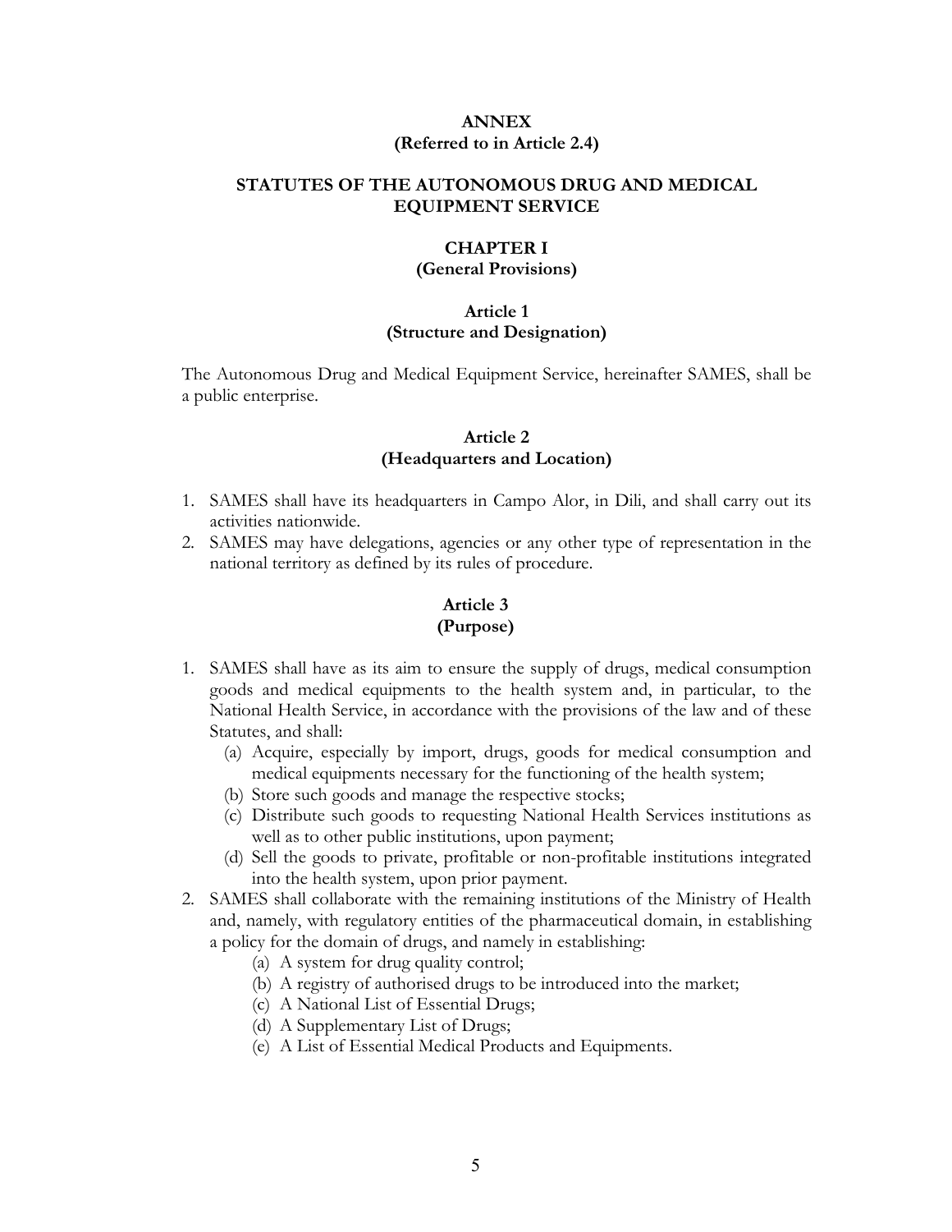# ANNEX
**(Referred to in Article 2.4)**

## STATUTES OF THE AUTONOMOUS DRUG AND MEDICAL EQUIPMENT SERVICE

## CHAPTER I
**(General Provisions)**

### Article 1
**(Structure and Designation)**

The Autonomous Drug and Medical Equipment Service, hereinafter SAMES, shall be a public enterprise.

### Article 2
**(Headquarters and Location)**

1. SAMES shall have its headquarters in Campo Alor, in Dili, and shall carry out its activities nationwide.
2. SAMES may have delegations, agencies or any other type of representation in the national territory as defined by its rules of procedure.

### Article 3
**(Purpose)**

1. SAMES shall have as its aim to ensure the supply of drugs, medical consumption goods and medical equipments to the health system and, in particular, to the National Health Service, in accordance with the provisions of the law and of these Statutes, and shall:
   (a) Acquire, especially by import, drugs, goods for medical consumption and medical equipments necessary for the functioning of the health system;
   (b) Store such goods and manage the respective stocks;
   (c) Distribute such goods to requesting National Health Services institutions as well as to other public institutions, upon payment;
   (d) Sell the goods to private, profitable or non-profitable institutions integrated into the health system, upon prior payment.
2. SAMES shall collaborate with the remaining institutions of the Ministry of Health and, namely, with regulatory entities of the pharmaceutical domain, in establishing a policy for the domain of drugs, and namely in establishing:
   (a) A system for drug quality control;
   (b) A registry of authorised drugs to be introduced into the market;
   (c) A National List of Essential Drugs;
   (d) A Supplementary List of Drugs;
   (e) A List of Essential Medical Products and Equipments.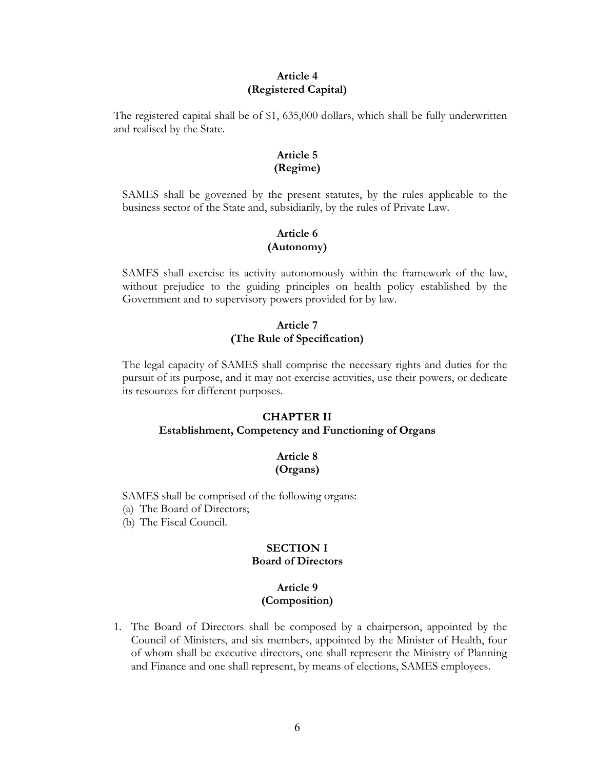**Article 4**
**(Registered Capital)**

The registered capital shall be of $1, 635,000 dollars, which shall be fully underwritten and realised by the State.

**Article 5**
**(Regime)**

SAMES shall be governed by the present statutes, by the rules applicable to the business sector of the State and, subsidiarily, by the rules of Private Law.

**Article 6**
**(Autonomy)**

SAMES shall exercise its activity autonomously within the framework of the law, without prejudice to the guiding principles on health policy established by the Government and to supervisory powers provided for by law.

**Article 7**
**(The Rule of Specification)**

The legal capacity of SAMES shall comprise the necessary rights and duties for the pursuit of its purpose, and it may not exercise activities, use their powers, or dedicate its resources for different purposes.

## CHAPTER II
## Establishment, Competency and Functioning of Organs

**Article 8**
**(Organs)**

SAMES shall be comprised of the following organs:

(a) The Board of Directors;
(b) The Fiscal Council.

### SECTION I
### Board of Directors

**Article 9**
**(Composition)**

1. The Board of Directors shall be composed by a chairperson, appointed by the Council of Ministers, and six members, appointed by the Minister of Health, four of whom shall be executive directors, one shall represent the Ministry of Planning and Finance and one shall represent, by means of elections, SAMES employees.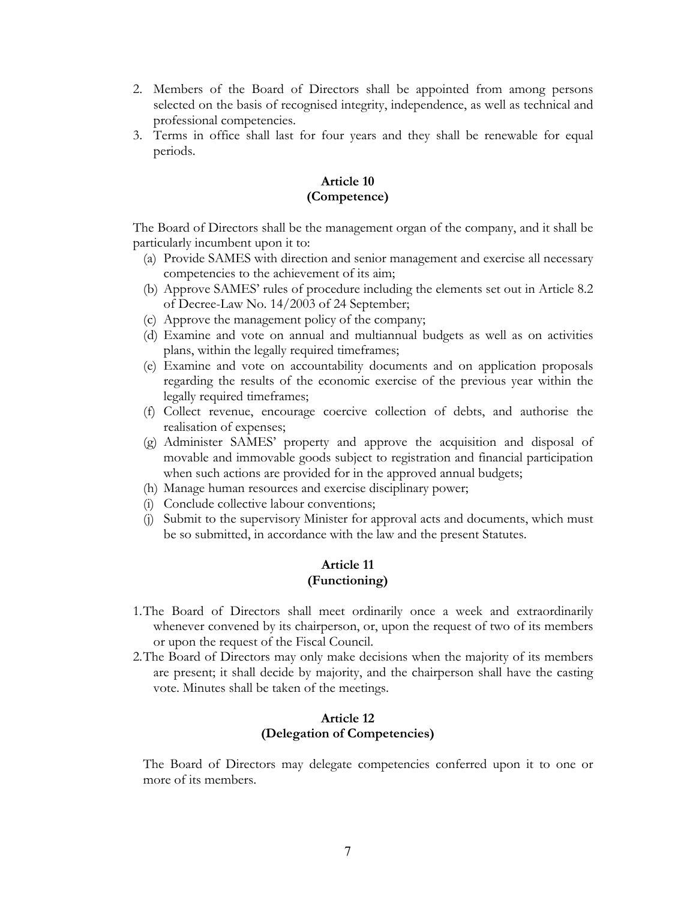2. Members of the Board of Directors shall be appointed from among persons selected on the basis of recognised integrity, independence, as well as technical and professional competencies.
3. Terms in office shall last for four years and they shall be renewable for equal periods.

**Article 10**
**(Competence)**

The Board of Directors shall be the management organ of the company, and it shall be particularly incumbent upon it to:

(a) Provide SAMES with direction and senior management and exercise all necessary competencies to the achievement of its aim;
(b) Approve SAMES' rules of procedure including the elements set out in Article 8.2 of Decree-Law No. 14/2003 of 24 September;
(c) Approve the management policy of the company;
(d) Examine and vote on annual and multiannual budgets as well as on activities plans, within the legally required timeframes;
(e) Examine and vote on accountability documents and on application proposals regarding the results of the economic exercise of the previous year within the legally required timeframes;
(f) Collect revenue, encourage coercive collection of debts, and authorise the realisation of expenses;
(g) Administer SAMES' property and approve the acquisition and disposal of movable and immovable goods subject to registration and financial participation when such actions are provided for in the approved annual budgets;
(h) Manage human resources and exercise disciplinary power;
(i) Conclude collective labour conventions;
(j) Submit to the supervisory Minister for approval acts and documents, which must be so submitted, in accordance with the law and the present Statutes.

**Article 11**
**(Functioning)**

1. The Board of Directors shall meet ordinarily once a week and extraordinarily whenever convened by its chairperson, or, upon the request of two of its members or upon the request of the Fiscal Council.
2. The Board of Directors may only make decisions when the majority of its members are present; it shall decide by majority, and the chairperson shall have the casting vote. Minutes shall be taken of the meetings.

**Article 12**
**(Delegation of Competencies)**

The Board of Directors may delegate competencies conferred upon it to one or more of its members.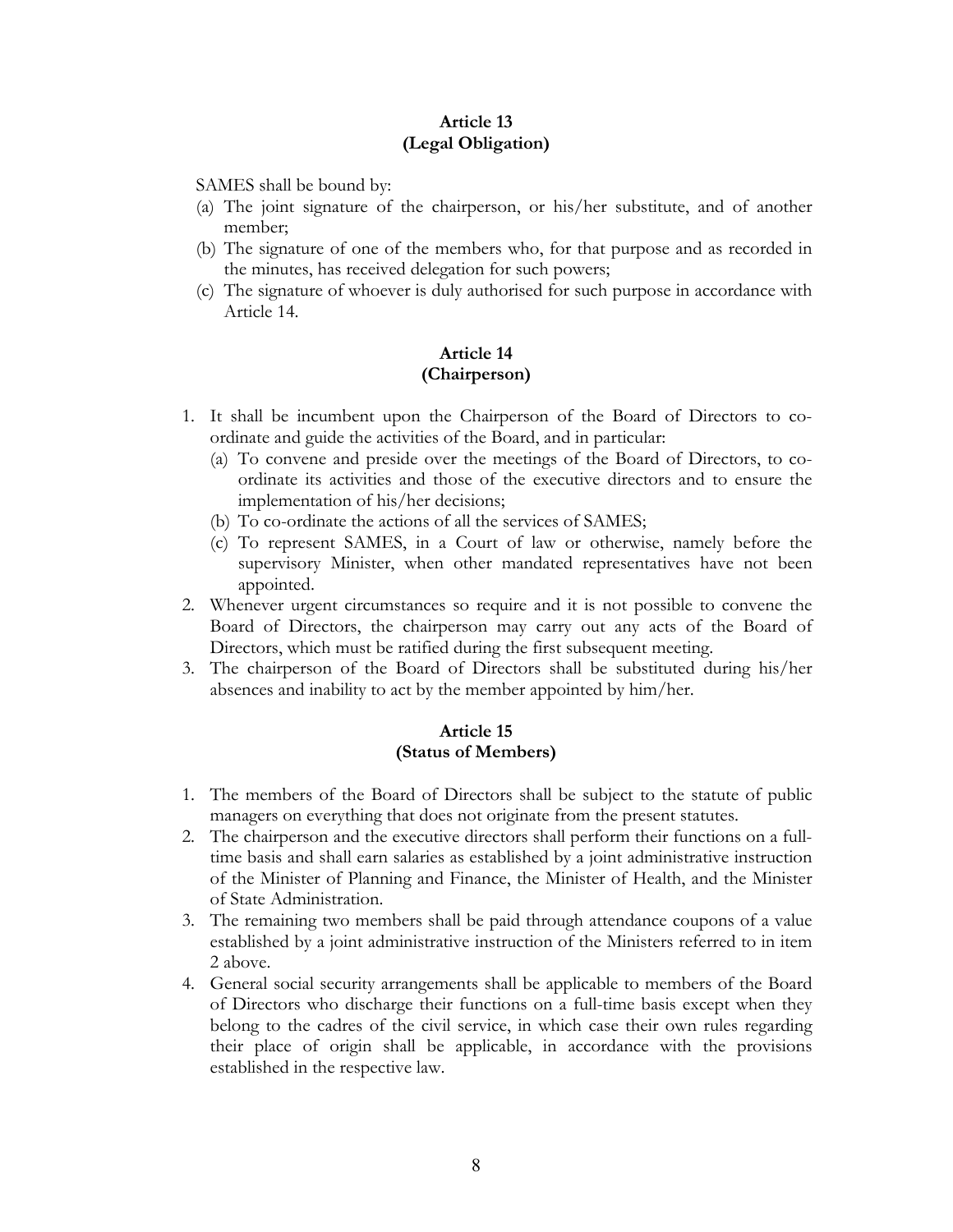**Article 13**
**(Legal Obligation)**

SAMES shall be bound by:

(a) The joint signature of the chairperson, or his/her substitute, and of another member;
(b) The signature of one of the members who, for that purpose and as recorded in the minutes, has received delegation for such powers;
(c) The signature of whoever is duly authorised for such purpose in accordance with Article 14.

**Article 14**
**(Chairperson)**

1. It shall be incumbent upon the Chairperson of the Board of Directors to co-ordinate and guide the activities of the Board, and in particular:
   (a) To convene and preside over the meetings of the Board of Directors, to co-ordinate its activities and those of the executive directors and to ensure the implementation of his/her decisions;
   (b) To co-ordinate the actions of all the services of SAMES;
   (c) To represent SAMES, in a Court of law or otherwise, namely before the supervisory Minister, when other mandated representatives have not been appointed.
2. Whenever urgent circumstances so require and it is not possible to convene the Board of Directors, the chairperson may carry out any acts of the Board of Directors, which must be ratified during the first subsequent meeting.
3. The chairperson of the Board of Directors shall be substituted during his/her absences and inability to act by the member appointed by him/her.

**Article 15**
**(Status of Members)**

1. The members of the Board of Directors shall be subject to the statute of public managers on everything that does not originate from the present statutes.
2. The chairperson and the executive directors shall perform their functions on a full-time basis and shall earn salaries as established by a joint administrative instruction of the Minister of Planning and Finance, the Minister of Health, and the Minister of State Administration.
3. The remaining two members shall be paid through attendance coupons of a value established by a joint administrative instruction of the Ministers referred to in item 2 above.
4. General social security arrangements shall be applicable to members of the Board of Directors who discharge their functions on a full-time basis except when they belong to the cadres of the civil service, in which case their own rules regarding their place of origin shall be applicable, in accordance with the provisions established in the respective law.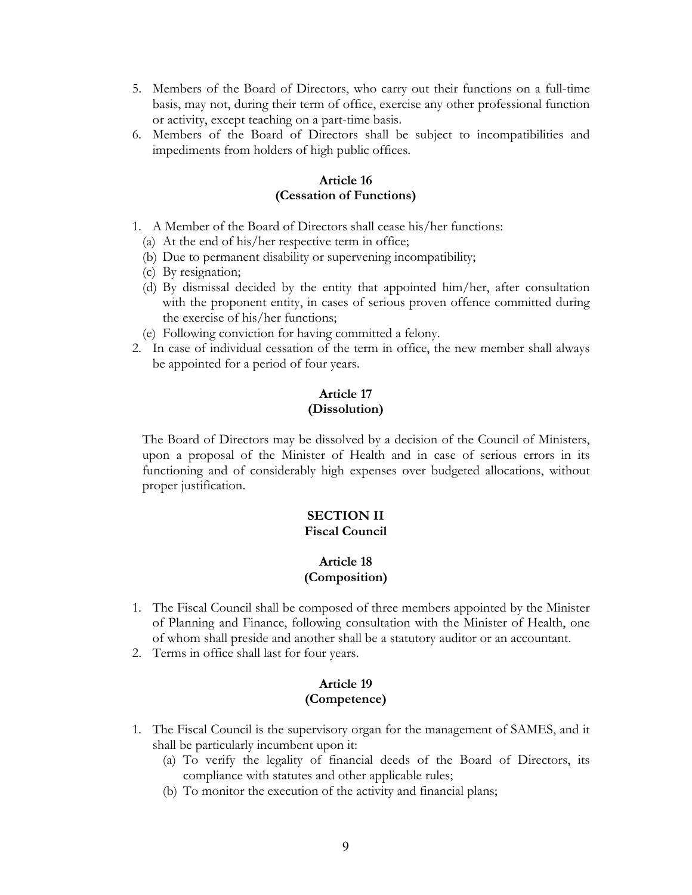5. Members of the Board of Directors, who carry out their functions on a full-time basis, may not, during their term of office, exercise any other professional function or activity, except teaching on a part-time basis.
6. Members of the Board of Directors shall be subject to incompatibilities and impediments from holders of high public offices.

**Article 16**
**(Cessation of Functions)**

1. A Member of the Board of Directors shall cease his/her functions:
   (a) At the end of his/her respective term in office;
   (b) Due to permanent disability or supervening incompatibility;
   (c) By resignation;
   (d) By dismissal decided by the entity that appointed him/her, after consultation with the proponent entity, in cases of serious proven offence committed during the exercise of his/her functions;
   (e) Following conviction for having committed a felony.
2. In case of individual cessation of the term in office, the new member shall always be appointed for a period of four years.

**Article 17**
**(Dissolution)**

The Board of Directors may be dissolved by a decision of the Council of Ministers, upon a proposal of the Minister of Health and in case of serious errors in its functioning and of considerably high expenses over budgeted allocations, without proper justification.

**SECTION II**
**Fiscal Council**

**Article 18**
**(Composition)**

1. The Fiscal Council shall be composed of three members appointed by the Minister of Planning and Finance, following consultation with the Minister of Health, one of whom shall preside and another shall be a statutory auditor or an accountant.
2. Terms in office shall last for four years.

**Article 19**
**(Competence)**

1. The Fiscal Council is the supervisory organ for the management of SAMES, and it shall be particularly incumbent upon it:
   (a) To verify the legality of financial deeds of the Board of Directors, its compliance with statutes and other applicable rules;
   (b) To monitor the execution of the activity and financial plans;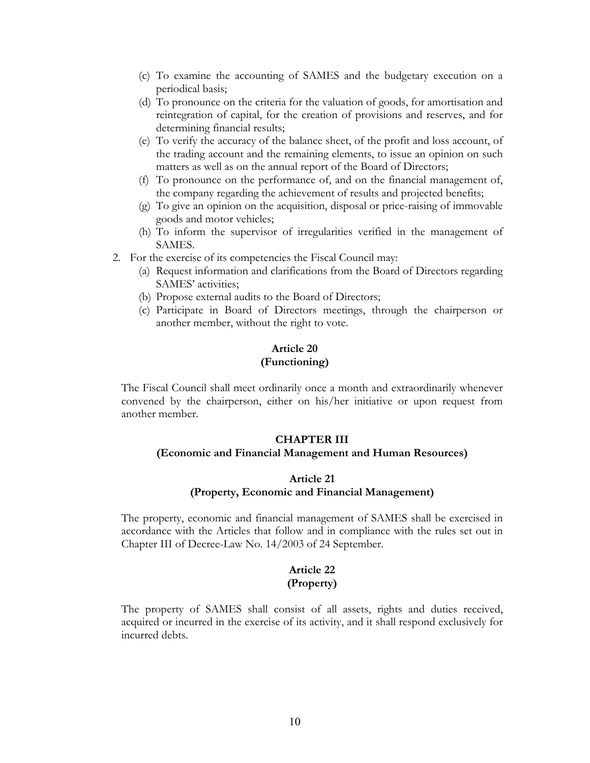(c) To examine the accounting of SAMES and the budgetary execution on a periodical basis;

(d) To pronounce on the criteria for the valuation of goods, for amortisation and reintegration of capital, for the creation of provisions and reserves, and for determining financial results;

(e) To verify the accuracy of the balance sheet, of the profit and loss account, of the trading account and the remaining elements, to issue an opinion on such matters as well as on the annual report of the Board of Directors;

(f) To pronounce on the performance of, and on the financial management of, the company regarding the achievement of results and projected benefits;

(g) To give an opinion on the acquisition, disposal or price-raising of immovable goods and motor vehicles;

(h) To inform the supervisor of irregularities verified in the management of SAMES.

2. For the exercise of its competencies the Fiscal Council may:

   (a) Request information and clarifications from the Board of Directors regarding SAMES' activities;

   (b) Propose external audits to the Board of Directors;

   (c) Participate in Board of Directors meetings, through the chairperson or another member, without the right to vote.

**Article 20**
**(Functioning)**

The Fiscal Council shall meet ordinarily once a month and extraordinarily whenever convened by the chairperson, either on his/her initiative or upon request from another member.

## CHAPTER III
## (Economic and Financial Management and Human Resources)

**Article 21**
**(Property, Economic and Financial Management)**

The property, economic and financial management of SAMES shall be exercised in accordance with the Articles that follow and in compliance with the rules set out in Chapter III of Decree-Law No. 14/2003 of 24 September.

**Article 22**
**(Property)**

The property of SAMES shall consist of all assets, rights and duties received, acquired or incurred in the exercise of its activity, and it shall respond exclusively for incurred debts.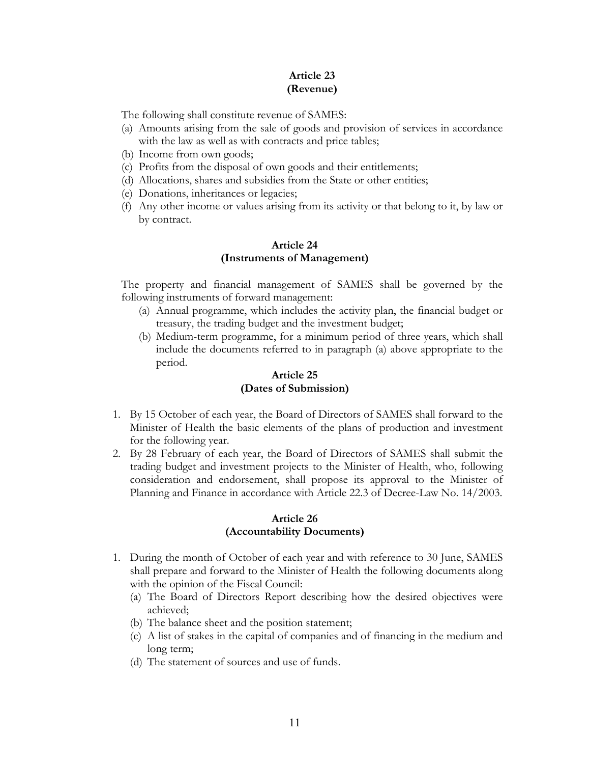**Article 23**
**(Revenue)**

The following shall constitute revenue of SAMES:

(a) Amounts arising from the sale of goods and provision of services in accordance with the law as well as with contracts and price tables;
(b) Income from own goods;
(c) Profits from the disposal of own goods and their entitlements;
(d) Allocations, shares and subsidies from the State or other entities;
(e) Donations, inheritances or legacies;
(f) Any other income or values arising from its activity or that belong to it, by law or by contract.

**Article 24**
**(Instruments of Management)**

The property and financial management of SAMES shall be governed by the following instruments of forward management:

(a) Annual programme, which includes the activity plan, the financial budget or treasury, the trading budget and the investment budget;
(b) Medium-term programme, for a minimum period of three years, which shall include the documents referred to in paragraph (a) above appropriate to the period.

**Article 25**
**(Dates of Submission)**

1. By 15 October of each year, the Board of Directors of SAMES shall forward to the Minister of Health the basic elements of the plans of production and investment for the following year.
2. By 28 February of each year, the Board of Directors of SAMES shall submit the trading budget and investment projects to the Minister of Health, who, following consideration and endorsement, shall propose its approval to the Minister of Planning and Finance in accordance with Article 22.3 of Decree-Law No. 14/2003.

**Article 26**
**(Accountability Documents)**

1. During the month of October of each year and with reference to 30 June, SAMES shall prepare and forward to the Minister of Health the following documents along with the opinion of the Fiscal Council:
   (a) The Board of Directors Report describing how the desired objectives were achieved;
   (b) The balance sheet and the position statement;
   (c) A list of stakes in the capital of companies and of financing in the medium and long term;
   (d) The statement of sources and use of funds.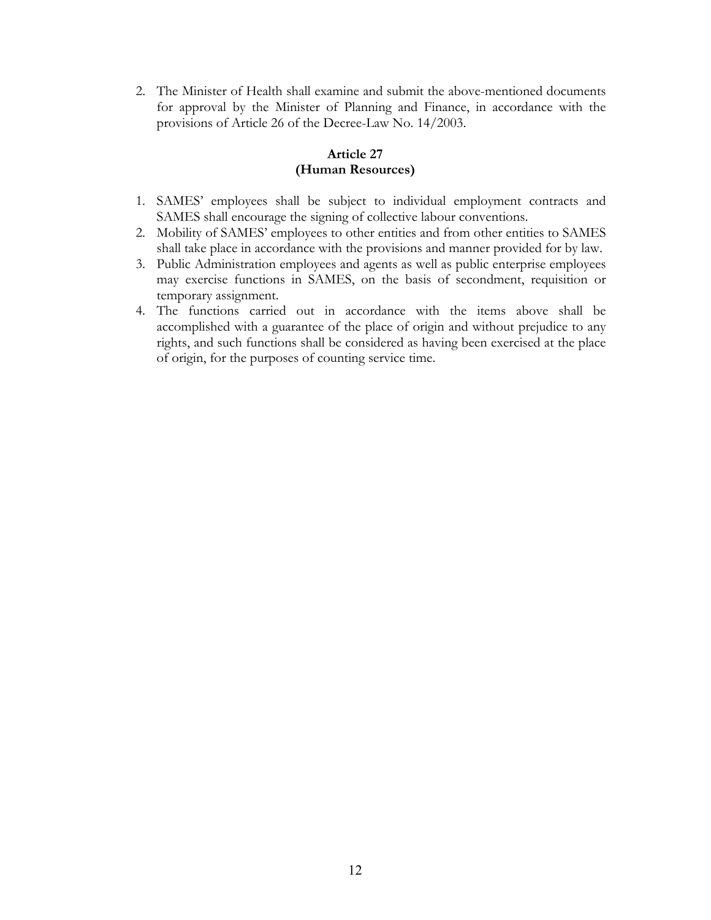2. The Minister of Health shall examine and submit the above-mentioned documents for approval by the Minister of Planning and Finance, in accordance with the provisions of Article 26 of the Decree-Law No. 14/2003.

## Article 27
## (Human Resources)

1. SAMES' employees shall be subject to individual employment contracts and SAMES shall encourage the signing of collective labour conventions.
2. Mobility of SAMES' employees to other entities and from other entities to SAMES shall take place in accordance with the provisions and manner provided for by law.
3. Public Administration employees and agents as well as public enterprise employees may exercise functions in SAMES, on the basis of secondment, requisition or temporary assignment.
4. The functions carried out in accordance with the items above shall be accomplished with a guarantee of the place of origin and without prejudice to any rights, and such functions shall be considered as having been exercised at the place of origin, for the purposes of counting service time.